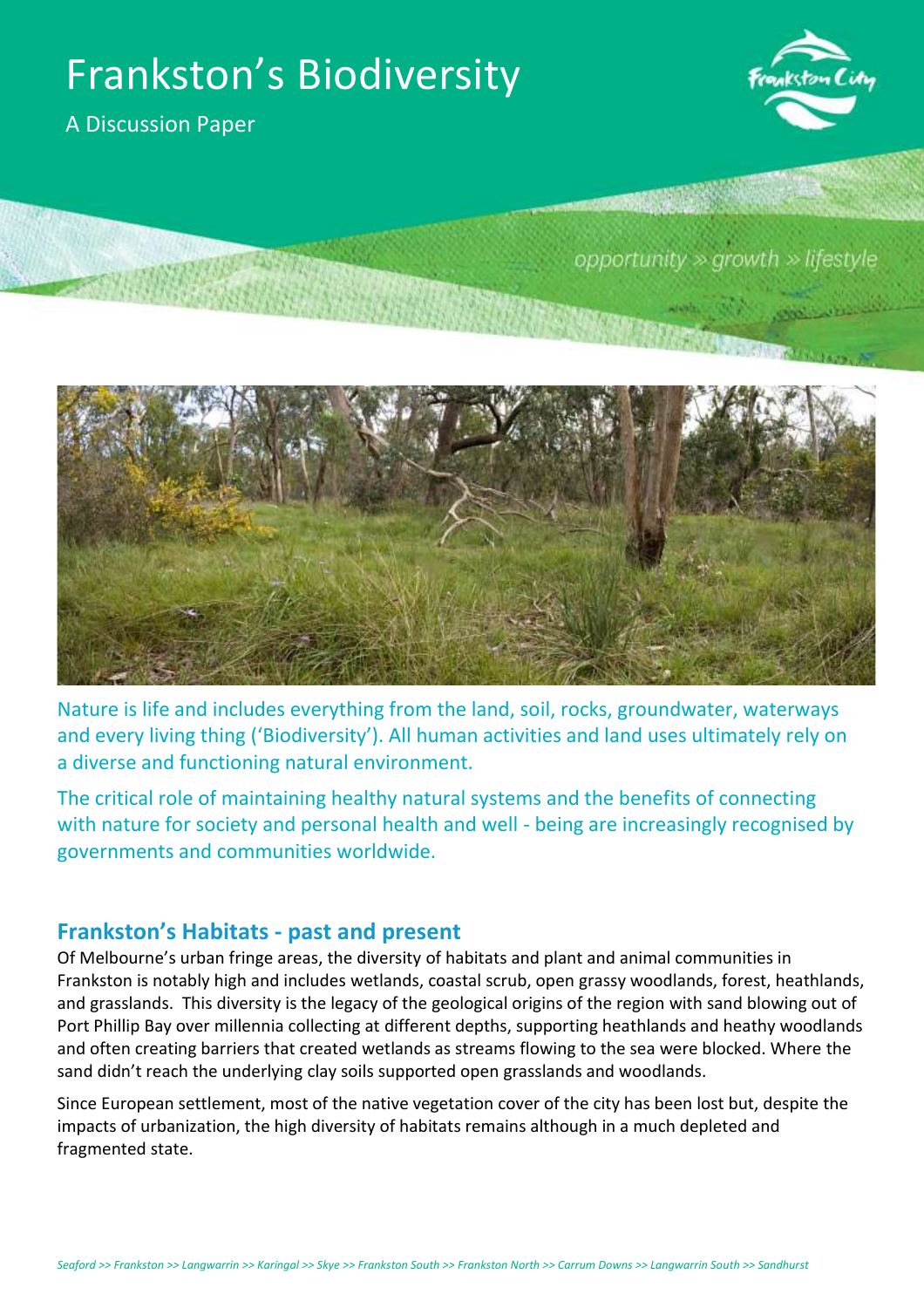# Frankston's Biodiversity

A Discussion Paper

opportunity » growth » lifestyle

Nature is life and includes everything from the land, soil, rocks, groundwater, waterways and every living thing ('Biodiversity'). All human activities and land uses ultimately rely on a diverse and functioning natural environment.

The critical role of maintaining healthy natural systems and the benefits of connecting with nature for society and personal health and well - being are increasingly recognised by governments and communities worldwide.

## Frankston's Habitats - past and present

Of Melbourne's urban fringe areas, the diversity of habitats and plant and animal communities in Frankston is notably high and includes wetlands, coastal scrub, open grassy woodlands, forest, heathlands, and grasslands. This diversity is the legacy of the geological origins of the region with sand blowing out of Port Phillip Bay over millennia collecting at different depths, supporting heathlands and heathy woodlands and often creating barriers that created wetlands as streams flowing to the sea were blocked. Where the sand didn't reach the underlying clay soils supported open grasslands and woodlands.

Since European settlement, most of the native vegetation cover of the city has been lost but, despite the impacts of urbanization, the high diversity of habitats remains although in a much depleted and fragmented state.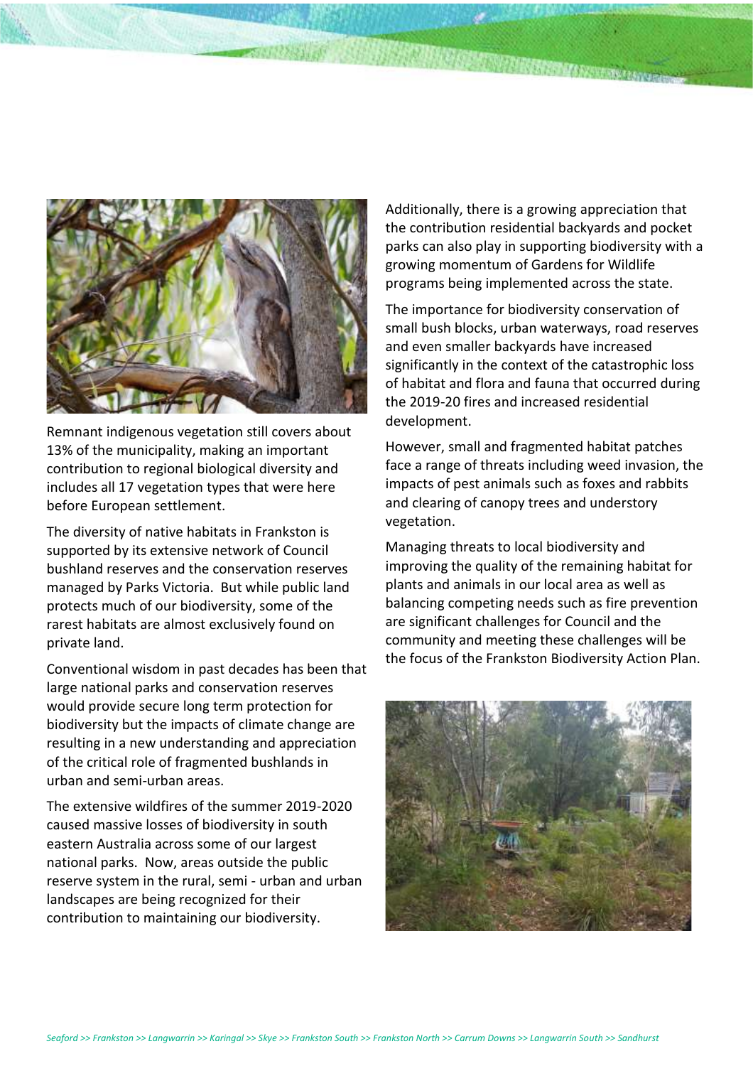Remnant indigenous vegetation still covers about 13% of the municipality, making an important contribution to regional biological diversity and includes all 17 vegetation types that were here before European settlement.

The diversity of native habitats in Frankston is supported by its extensive network of Council bushland reserves and the conservation reserves managed by Parks Victoria. But while public land protects much of our biodiversity, some of the rarest habitats are almost exclusively found on private land.

Conventional wisdom in past decades has been that large national parks and conservation reserves would provide secure long term protection for biodiversity but the impacts of climate change are resulting in a new understanding and appreciation of the critical role of fragmented bushlands in urban and semi-urban areas.

The extensive wildfires of the summer 2019-2020 caused massive losses of biodiversity in south eastern Australia across some of our largest national parks. Now, areas outside the public reserve system in the rural, semi - urban and urban landscapes are being recognized for their contribution to maintaining our biodiversity.

Additionally, there is a growing appreciation that the contribution residential backyards and pocket parks can also play in supporting biodiversity with a growing momentum of Gardens for Wildlife programs being implemented across the state.

The importance for biodiversity conservation of small bush blocks, urban waterways, road reserves and even smaller backyards have increased significantly in the context of the catastrophic loss of habitat and flora and fauna that occurred during the 2019-20 fires and increased residential development.

However, small and fragmented habitat patches face a range of threats including weed invasion, the impacts of pest animals such as foxes and rabbits and clearing of canopy trees and understory vegetation.

Managing threats to local biodiversity and improving the quality of the remaining habitat for plants and animals in our local area as well as balancing competing needs such as fire prevention are significant challenges for Council and the community and meeting these challenges will be the focus of the Frankston Biodiversity Action Plan.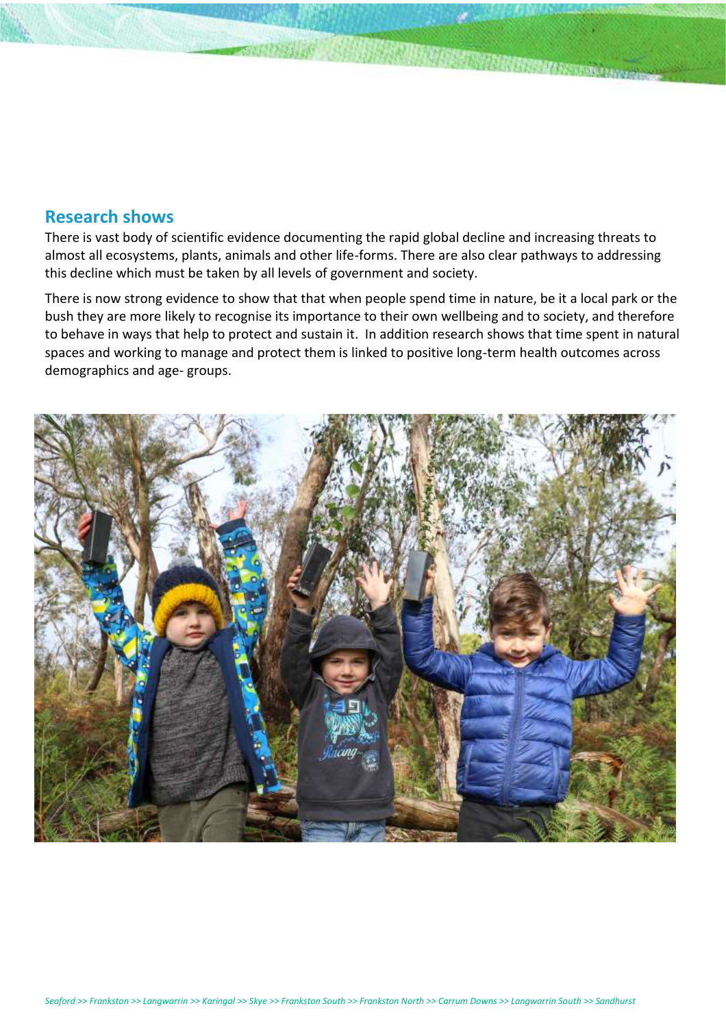## Research shows

There is vast body of scientific evidence documenting the rapid global decline and increasing threats to almost all ecosystems, plants, animals and other life-forms. There are also clear pathways to addressing this decline which must be taken by all levels of government and society.

There is now strong evidence to show that that when people spend time in nature, be it a local park or the bush they are more likely to recognise its importance to their own wellbeing and to society, and therefore to behave in ways that help to protect and sustain it.  In addition research shows that time spent in natural spaces and working to manage and protect them is linked to positive long-term health outcomes across demographics and age- groups.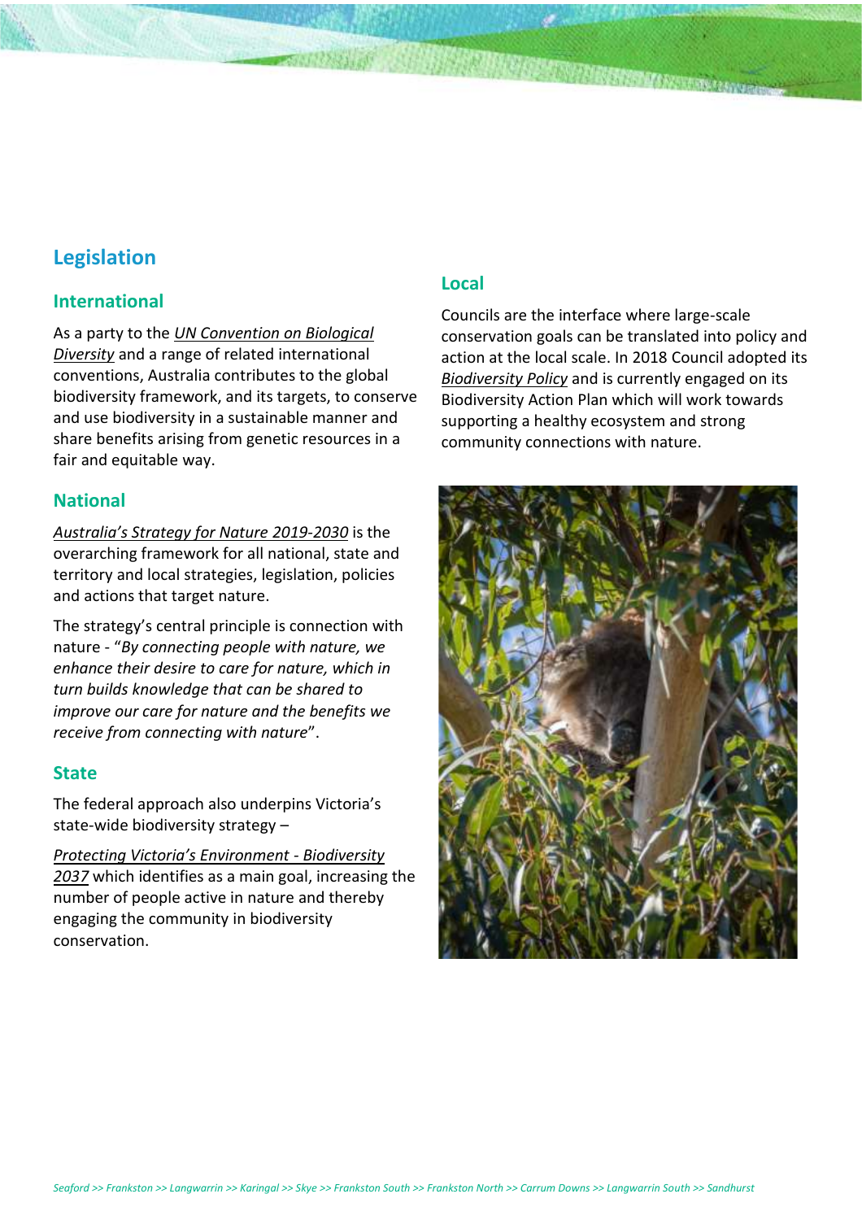## Legislation

### International

As a party to the *UN Convention on Biological Diversity* and a range of related international conventions, Australia contributes to the global biodiversity framework, and its targets, to conserve and use biodiversity in a sustainable manner and share benefits arising from genetic resources in a fair and equitable way.

### National

*Australia's Strategy for Nature 2019-2030* is the overarching framework for all national, state and territory and local strategies, legislation, policies and actions that target nature.

The strategy's central principle is connection with nature - "*By connecting people with nature, we enhance their desire to care for nature, which in turn builds knowledge that can be shared to improve our care for nature and the benefits we receive from connecting with nature*".

### State

The federal approach also underpins Victoria's state-wide biodiversity strategy –

*Protecting Victoria's Environment - Biodiversity 2037* which identifies as a main goal, increasing the number of people active in nature and thereby engaging the community in biodiversity conservation.

### Local

Councils are the interface where large-scale conservation goals can be translated into policy and action at the local scale. In 2018 Council adopted its *Biodiversity Policy* and is currently engaged on its Biodiversity Action Plan which will work towards supporting a healthy ecosystem and strong community connections with nature.

*Seaford >> Frankston >> Langwarrin >> Karingal >> Skye >> Frankston South >> Frankston North >> Carrum Downs >> Langwarrin South >> Sandhurst*